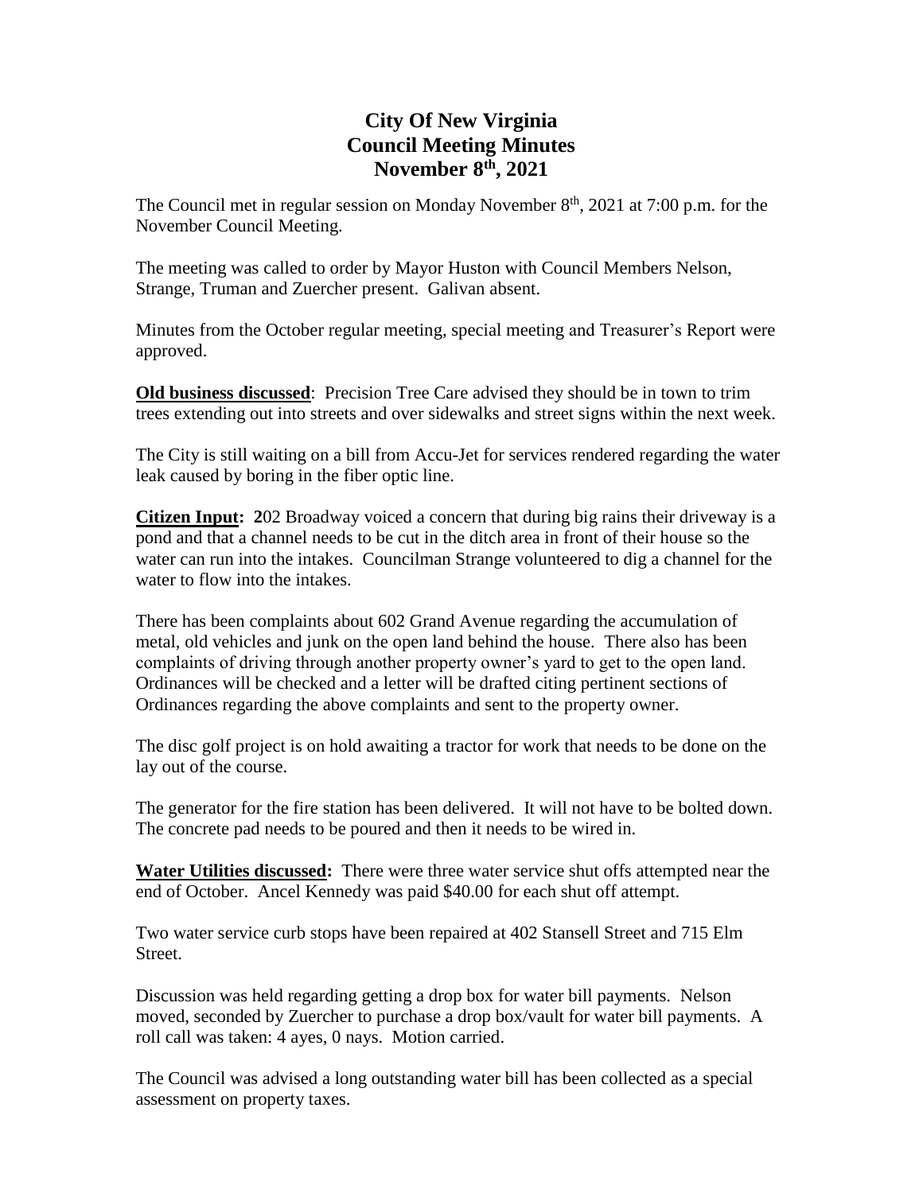# City Of New Virginia
## Council Meeting Minutes
## November 8th, 2021

The Council met in regular session on Monday November 8th, 2021 at 7:00 p.m. for the November Council Meeting.

The meeting was called to order by Mayor Huston with Council Members Nelson, Strange, Truman and Zuercher present. Galivan absent.

Minutes from the October regular meeting, special meeting and Treasurer's Report were approved.

**Old business discussed**: Precision Tree Care advised they should be in town to trim trees extending out into streets and over sidewalks and street signs within the next week.

The City is still waiting on a bill from Accu-Jet for services rendered regarding the water leak caused by boring in the fiber optic line.

**Citizen Input: 2**02 Broadway voiced a concern that during big rains their driveway is a pond and that a channel needs to be cut in the ditch area in front of their house so the water can run into the intakes. Councilman Strange volunteered to dig a channel for the water to flow into the intakes.

There has been complaints about 602 Grand Avenue regarding the accumulation of metal, old vehicles and junk on the open land behind the house. There also has been complaints of driving through another property owner's yard to get to the open land. Ordinances will be checked and a letter will be drafted citing pertinent sections of Ordinances regarding the above complaints and sent to the property owner.

The disc golf project is on hold awaiting a tractor for work that needs to be done on the lay out of the course.

The generator for the fire station has been delivered. It will not have to be bolted down. The concrete pad needs to be poured and then it needs to be wired in.

**Water Utilities discussed:** There were three water service shut offs attempted near the end of October. Ancel Kennedy was paid $40.00 for each shut off attempt.

Two water service curb stops have been repaired at 402 Stansell Street and 715 Elm Street.

Discussion was held regarding getting a drop box for water bill payments. Nelson moved, seconded by Zuercher to purchase a drop box/vault for water bill payments. A roll call was taken: 4 ayes, 0 nays. Motion carried.

The Council was advised a long outstanding water bill has been collected as a special assessment on property taxes.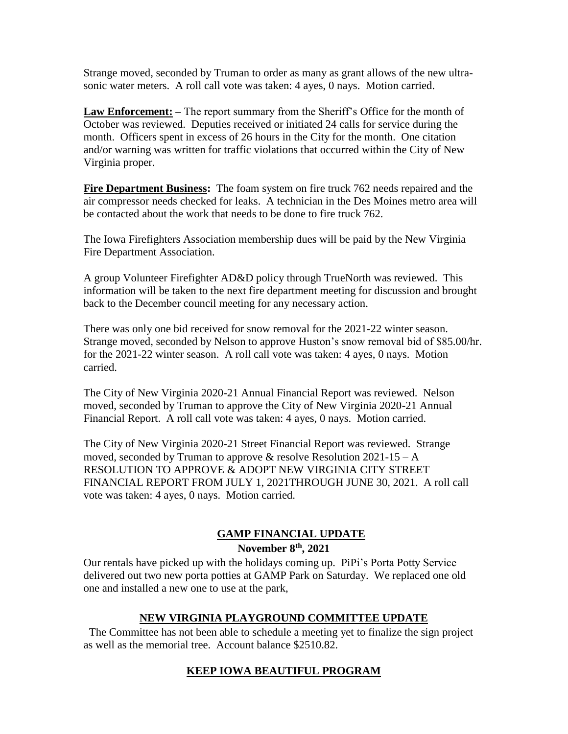Strange moved, seconded by Truman to order as many as grant allows of the new ultra-sonic water meters. A roll call vote was taken: 4 ayes, 0 nays. Motion carried.

**Law Enforcement: –** The report summary from the Sheriff's Office for the month of October was reviewed. Deputies received or initiated 24 calls for service during the month. Officers spent in excess of 26 hours in the City for the month. One citation and/or warning was written for traffic violations that occurred within the City of New Virginia proper.

**Fire Department Business:** The foam system on fire truck 762 needs repaired and the air compressor needs checked for leaks. A technician in the Des Moines metro area will be contacted about the work that needs to be done to fire truck 762.

The Iowa Firefighters Association membership dues will be paid by the New Virginia Fire Department Association.

A group Volunteer Firefighter AD&D policy through TrueNorth was reviewed. This information will be taken to the next fire department meeting for discussion and brought back to the December council meeting for any necessary action.

There was only one bid received for snow removal for the 2021-22 winter season. Strange moved, seconded by Nelson to approve Huston's snow removal bid of $85.00/hr. for the 2021-22 winter season. A roll call vote was taken: 4 ayes, 0 nays. Motion carried.

The City of New Virginia 2020-21 Annual Financial Report was reviewed. Nelson moved, seconded by Truman to approve the City of New Virginia 2020-21 Annual Financial Report. A roll call vote was taken: 4 ayes, 0 nays. Motion carried.

The City of New Virginia 2020-21 Street Financial Report was reviewed. Strange moved, seconded by Truman to approve & resolve Resolution 2021-15 – A RESOLUTION TO APPROVE & ADOPT NEW VIRGINIA CITY STREET FINANCIAL REPORT FROM JULY 1, 2021THROUGH JUNE 30, 2021. A roll call vote was taken: 4 ayes, 0 nays. Motion carried.

## GAMP FINANCIAL UPDATE

**November 8th, 2021**

Our rentals have picked up with the holidays coming up. PiPi's Porta Potty Service delivered out two new porta potties at GAMP Park on Saturday. We replaced one old one and installed a new one to use at the park,

## NEW VIRGINIA PLAYGROUND COMMITTEE UPDATE

The Committee has not been able to schedule a meeting yet to finalize the sign project as well as the memorial tree. Account balance $2510.82.

## KEEP IOWA BEAUTIFUL PROGRAM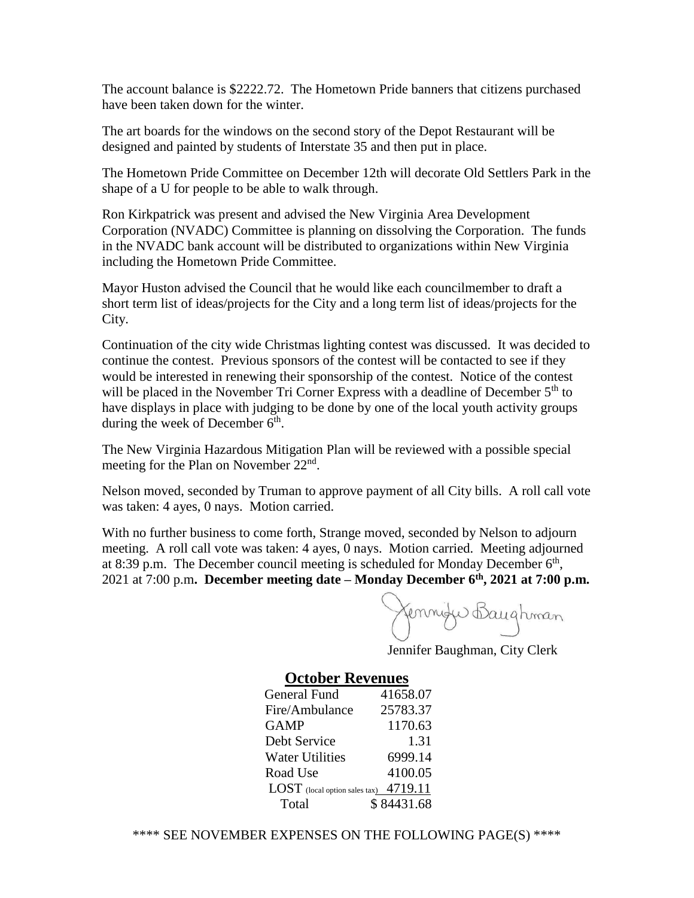The account balance is $2222.72. The Hometown Pride banners that citizens purchased have been taken down for the winter.

The art boards for the windows on the second story of the Depot Restaurant will be designed and painted by students of Interstate 35 and then put in place.

The Hometown Pride Committee on December 12th will decorate Old Settlers Park in the shape of a U for people to be able to walk through.

Ron Kirkpatrick was present and advised the New Virginia Area Development Corporation (NVADC) Committee is planning on dissolving the Corporation. The funds in the NVADC bank account will be distributed to organizations within New Virginia including the Hometown Pride Committee.

Mayor Huston advised the Council that he would like each councilmember to draft a short term list of ideas/projects for the City and a long term list of ideas/projects for the City.

Continuation of the city wide Christmas lighting contest was discussed. It was decided to continue the contest. Previous sponsors of the contest will be contacted to see if they would be interested in renewing their sponsorship of the contest. Notice of the contest will be placed in the November Tri Corner Express with a deadline of December 5th to have displays in place with judging to be done by one of the local youth activity groups during the week of December 6th.

The New Virginia Hazardous Mitigation Plan will be reviewed with a possible special meeting for the Plan on November 22nd.

Nelson moved, seconded by Truman to approve payment of all City bills. A roll call vote was taken: 4 ayes, 0 nays. Motion carried.

With no further business to come forth, Strange moved, seconded by Nelson to adjourn meeting. A roll call vote was taken: 4 ayes, 0 nays. Motion carried. Meeting adjourned at 8:39 p.m. The December council meeting is scheduled for Monday December 6th, 2021 at 7:00 p.m**. December meeting date – Monday December 6th, 2021 at 7:00 p.m.**

Jennifer Baughman

Jennifer Baughman, City Clerk

## October Revenues

| | |
|---|---|
| General Fund | 41658.07 |
| Fire/Ambulance | 25783.37 |
| GAMP | 1170.63 |
| Debt Service | 1.31 |
| Water Utilities | 6999.14 |
| Road Use | 4100.05 |
| LOST (local option sales tax) | 4719.11 |
| Total | $ 84431.68 |

**** SEE NOVEMBER EXPENSES ON THE FOLLOWING PAGE(S) ****